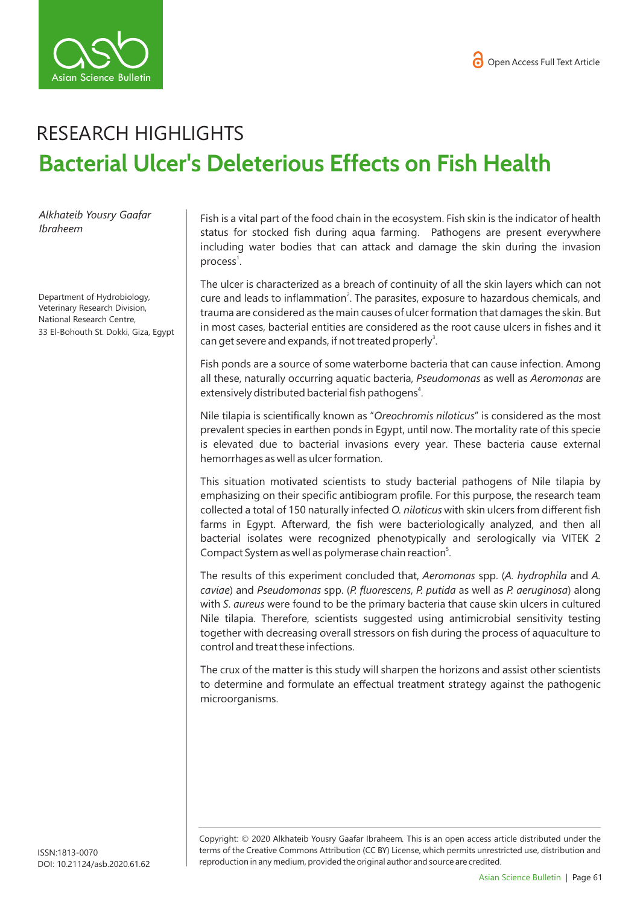RESEARCH HIGHLIGHTS

# Bacterial Ulcer's Deleterious Effects on Fish Health

*Alkhateib Yousry Gaafar Ibraheem*

Department of Hydrobiology, Veterinary Research Division, National Research Centre, 33 El-Bohouth St. Dokki, Giza, Egypt

Fish is a vital part of the food chain in the ecosystem. Fish skin is the indicator of health status for stocked fish during aqua farming. Pathogens are present everywhere including water bodies that can attack and damage the skin during the invasion process[1].

The ulcer is characterized as a breach of continuity of all the skin layers which can not cure and leads to inflammation[2]. The parasites, exposure to hazardous chemicals, and trauma are considered as the main causes of ulcer formation that damages the skin. But in most cases, bacterial entities are considered as the root cause ulcers in fishes and it can get severe and expands, if not treated properly[3].

Fish ponds are a source of some waterborne bacteria that can cause infection. Among all these, naturally occurring aquatic bacteria, *Pseudomonas* as well as *Aeromonas* are extensively distributed bacterial fish pathogens[4].

Nile tilapia is scientifically known as "*Oreochromis niloticus*" is considered as the most prevalent species in earthen ponds in Egypt, until now. The mortality rate of this specie is elevated due to bacterial invasions every year. These bacteria cause external hemorrhages as well as ulcer formation.

This situation motivated scientists to study bacterial pathogens of Nile tilapia by emphasizing on their specific antibiogram profile. For this purpose, the research team collected a total of 150 naturally infected *O. niloticus* with skin ulcers from different fish farms in Egypt. Afterward, the fish were bacteriologically analyzed, and then all bacterial isolates were recognized phenotypically and serologically via VITEK 2 Compact System as well as polymerase chain reaction[5].

The results of this experiment concluded that, *Aeromonas* spp. (*A. hydrophila* and *A. caviae*) and *Pseudomonas* spp. (*P. fluorescens*, *P. putida* as well as *P. aeruginosa*) along with *S. aureus* were found to be the primary bacteria that cause skin ulcers in cultured Nile tilapia. Therefore, scientists suggested using antimicrobial sensitivity testing together with decreasing overall stressors on fish during the process of aquaculture to control and treat these infections.

The crux of the matter is this study will sharpen the horizons and assist other scientists to determine and formulate an effectual treatment strategy against the pathogenic microorganisms.

ISSN:1813-0070
DOI: 10.21124/asb.2020.61.62

Copyright: © 2020 Alkhateib Yousry Gaafar Ibraheem. This is an open access article distributed under the terms of the Creative Commons Attribution (CC BY) License, which permits unrestricted use, distribution and reproduction in any medium, provided the original author and source are credited.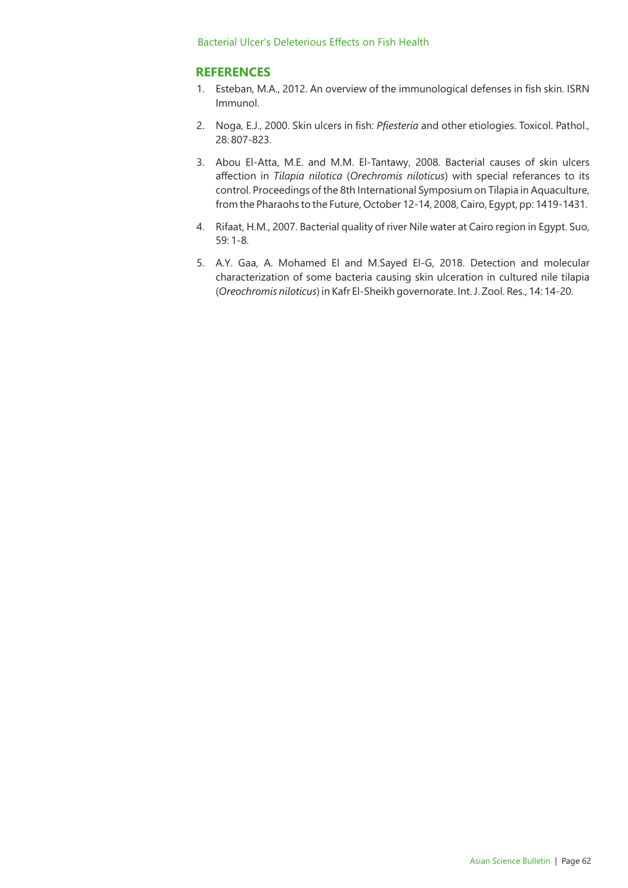## REFERENCES

1. Esteban, M.A., 2012. An overview of the immunological defenses in fish skin. ISRN Immunol.
2. Noga, E.J., 2000. Skin ulcers in fish: *Pfiesteria* and other etiologies. Toxicol. Pathol., 28: 807-823.
3. Abou El-Atta, M.E. and M.M. El-Tantawy, 2008. Bacterial causes of skin ulcers affection in *Tilapia nilotica* (*Orechromis niloticus*) with special referances to its control. Proceedings of the 8th International Symposium on Tilapia in Aquaculture, from the Pharaohs to the Future, October 12-14, 2008, Cairo, Egypt, pp: 1419-1431.
4. Rifaat, H.M., 2007. Bacterial quality of river Nile water at Cairo region in Egypt. Suo, 59: 1-8.
5. A.Y. Gaa, A. Mohamed El and M.Sayed El-G, 2018. Detection and molecular characterization of some bacteria causing skin ulceration in cultured nile tilapia (*Oreochromis niloticus*) in Kafr El-Sheikh governorate. Int. J. Zool. Res., 14: 14-20.